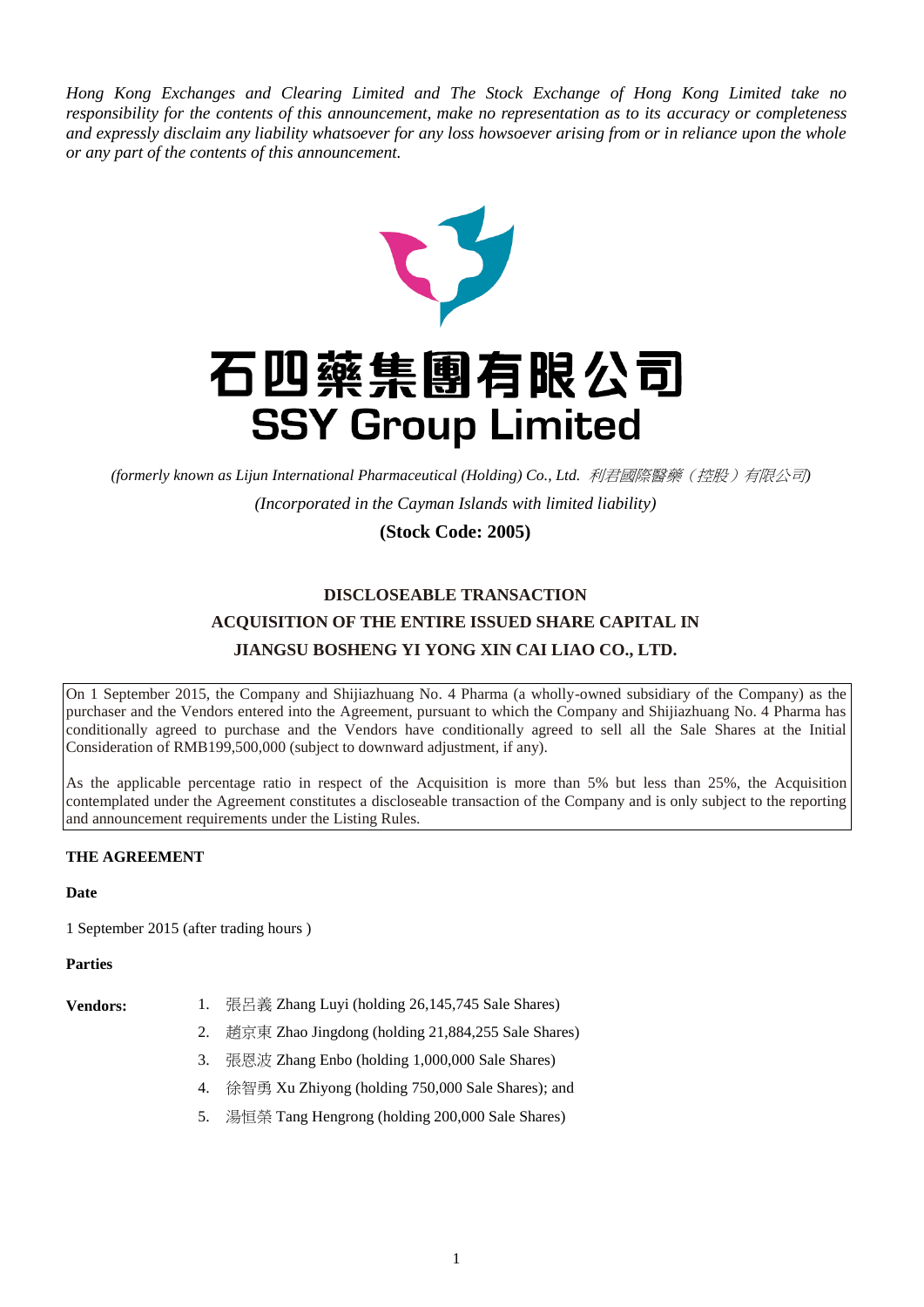*Hong Kong Exchanges and Clearing Limited and The Stock Exchange of Hong Kong Limited take no responsibility for the contents of this announcement, make no representation as to its accuracy or completeness and expressly disclaim any liability whatsoever for any loss howsoever arising from or in reliance upon the whole or any part of the contents of this announcement.*

# 石四藥集團有限公司
# SSY Group Limited

*(formerly known as Lijun International Pharmaceutical (Holding) Co., Ltd. 利君國際醫藥（控股）有限公司)*

*(Incorporated in the Cayman Islands with limited liability)*

**(Stock Code: 2005)**

## DISCLOSEABLE TRANSACTION
## ACQUISITION OF THE ENTIRE ISSUED SHARE CAPITAL IN
## JIANGSU BOSHENG YI YONG XIN CAI LIAO CO., LTD.

On 1 September 2015, the Company and Shijiazhuang No. 4 Pharma (a wholly-owned subsidiary of the Company) as the purchaser and the Vendors entered into the Agreement, pursuant to which the Company and Shijiazhuang No. 4 Pharma has conditionally agreed to purchase and the Vendors have conditionally agreed to sell all the Sale Shares at the Initial Consideration of RMB199,500,000 (subject to downward adjustment, if any).

As the applicable percentage ratio in respect of the Acquisition is more than 5% but less than 25%, the Acquisition contemplated under the Agreement constitutes a discloseable transaction of the Company and is only subject to the reporting and announcement requirements under the Listing Rules.

**THE AGREEMENT**

**Date**

1 September 2015 (after trading hours )

**Parties**

**Vendors:**

1. 張呂義 Zhang Luyi (holding 26,145,745 Sale Shares)
2. 趙京東 Zhao Jingdong (holding 21,884,255 Sale Shares)
3. 張恩波 Zhang Enbo (holding 1,000,000 Sale Shares)
4. 徐智勇 Xu Zhiyong (holding 750,000 Sale Shares); and
5. 湯恒榮 Tang Hengrong (holding 200,000 Sale Shares)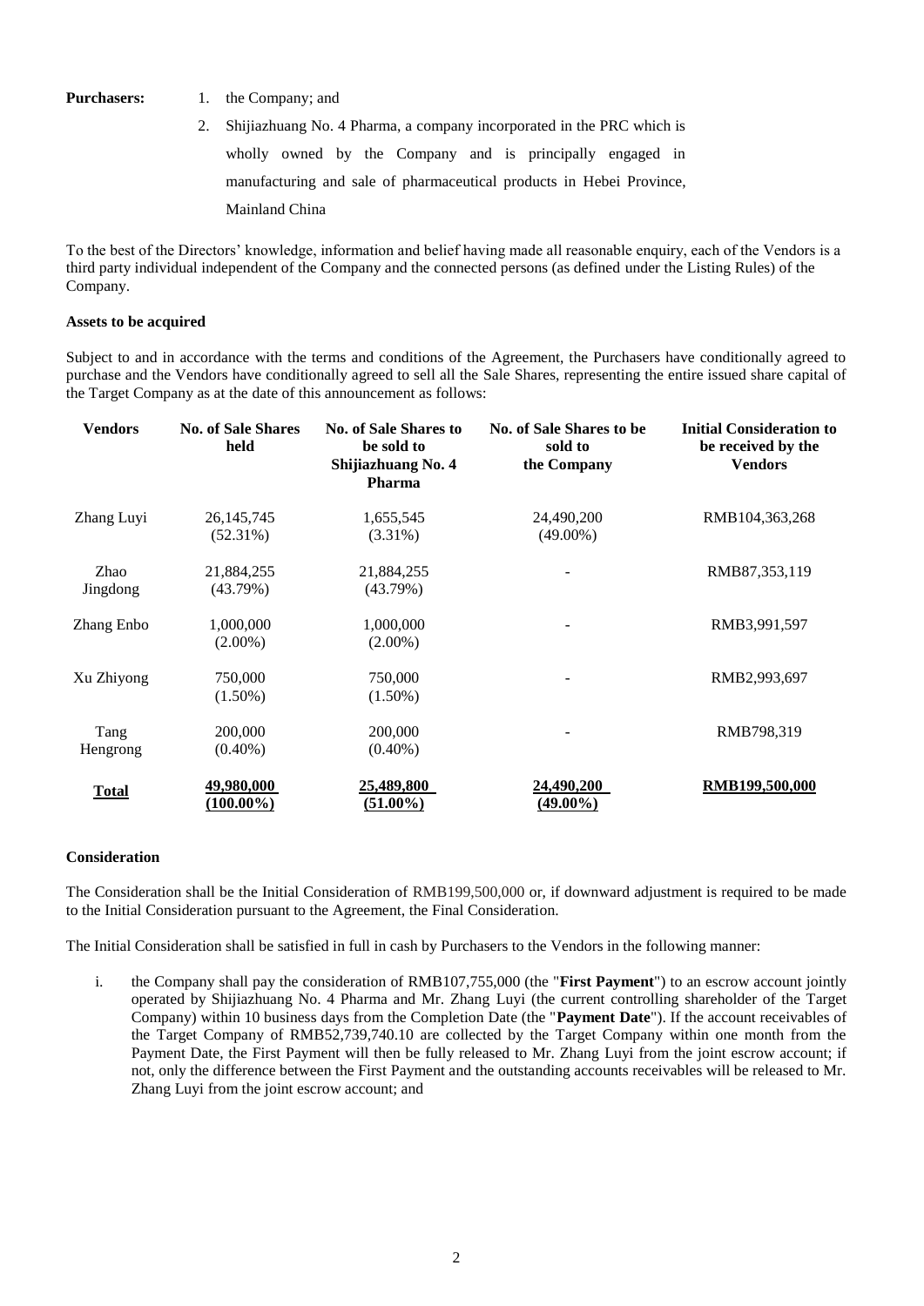**Purchasers:**

1. the Company; and
2. Shijiazhuang No. 4 Pharma, a company incorporated in the PRC which is wholly owned by the Company and is principally engaged in manufacturing and sale of pharmaceutical products in Hebei Province, Mainland China

To the best of the Directors' knowledge, information and belief having made all reasonable enquiry, each of the Vendors is a third party individual independent of the Company and the connected persons (as defined under the Listing Rules) of the Company.

**Assets to be acquired**

Subject to and in accordance with the terms and conditions of the Agreement, the Purchasers have conditionally agreed to purchase and the Vendors have conditionally agreed to sell all the Sale Shares, representing the entire issued share capital of the Target Company as at the date of this announcement as follows:

| Vendors | No. of Sale Shares held | No. of Sale Shares to be sold to Shijiazhuang No. 4 Pharma | No. of Sale Shares to be sold to the Company | Initial Consideration to be received by the Vendors |
|---|---|---|---|---|
| Zhang Luyi | 26,145,745 (52.31%) | 1,655,545 (3.31%) | 24,490,200 (49.00%) | RMB104,363,268 |
| Zhao Jingdong | 21,884,255 (43.79%) | 21,884,255 (43.79%) | - | RMB87,353,119 |
| Zhang Enbo | 1,000,000 (2.00%) | 1,000,000 (2.00%) | - | RMB3,991,597 |
| Xu Zhiyong | 750,000 (1.50%) | 750,000 (1.50%) | - | RMB2,993,697 |
| Tang Hengrong | 200,000 (0.40%) | 200,000 (0.40%) | - | RMB798,319 |
| **Total** | **49,980,000 (100.00%)** | **25,489,800 (51.00%)** | **24,490,200 (49.00%)** | **RMB199,500,000** |

**Consideration**

The Consideration shall be the Initial Consideration of RMB199,500,000 or, if downward adjustment is required to be made to the Initial Consideration pursuant to the Agreement, the Final Consideration.

The Initial Consideration shall be satisfied in full in cash by Purchasers to the Vendors in the following manner:

i. the Company shall pay the consideration of RMB107,755,000 (the "**First Payment**") to an escrow account jointly operated by Shijiazhuang No. 4 Pharma and Mr. Zhang Luyi (the current controlling shareholder of the Target Company) within 10 business days from the Completion Date (the "**Payment Date**"). If the account receivables of the Target Company of RMB52,739,740.10 are collected by the Target Company within one month from the Payment Date, the First Payment will then be fully released to Mr. Zhang Luyi from the joint escrow account; if not, only the difference between the First Payment and the outstanding accounts receivables will be released to Mr. Zhang Luyi from the joint escrow account; and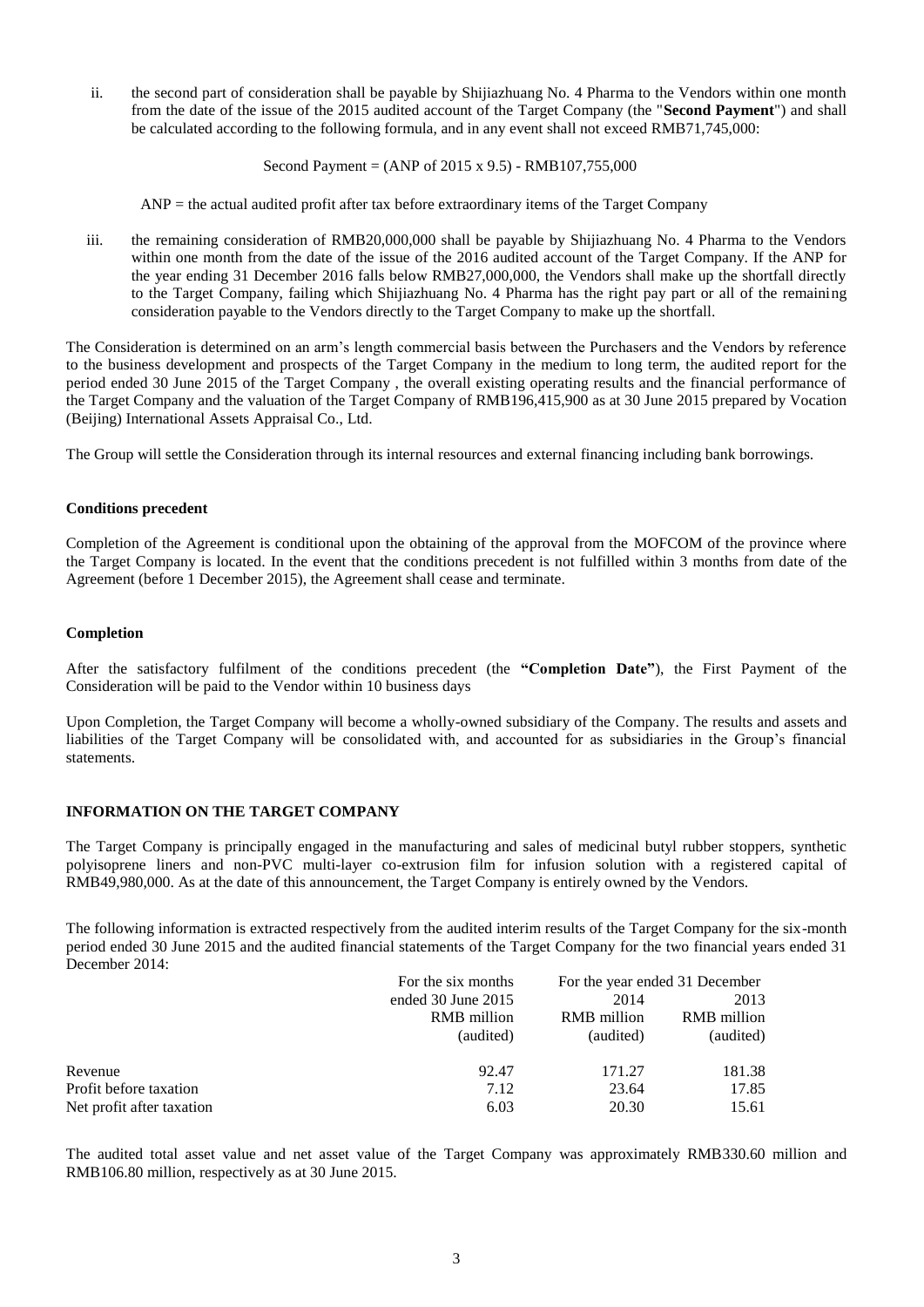ii. the second part of consideration shall be payable by Shijiazhuang No. 4 Pharma to the Vendors within one month from the date of the issue of the 2015 audited account of the Target Company (the "**Second Payment**") and shall be calculated according to the following formula, and in any event shall not exceed RMB71,745,000:

Second Payment = (ANP of 2015 x 9.5) - RMB107,755,000

ANP = the actual audited profit after tax before extraordinary items of the Target Company

iii. the remaining consideration of RMB20,000,000 shall be payable by Shijiazhuang No. 4 Pharma to the Vendors within one month from the date of the issue of the 2016 audited account of the Target Company. If the ANP for the year ending 31 December 2016 falls below RMB27,000,000, the Vendors shall make up the shortfall directly to the Target Company, failing which Shijiazhuang No. 4 Pharma has the right pay part or all of the remaining consideration payable to the Vendors directly to the Target Company to make up the shortfall.

The Consideration is determined on an arm's length commercial basis between the Purchasers and the Vendors by reference to the business development and prospects of the Target Company in the medium to long term, the audited report for the period ended 30 June 2015 of the Target Company , the overall existing operating results and the financial performance of the Target Company and the valuation of the Target Company of RMB196,415,900 as at 30 June 2015 prepared by Vocation (Beijing) International Assets Appraisal Co., Ltd.

The Group will settle the Consideration through its internal resources and external financing including bank borrowings.

**Conditions precedent**

Completion of the Agreement is conditional upon the obtaining of the approval from the MOFCOM of the province where the Target Company is located. In the event that the conditions precedent is not fulfilled within 3 months from date of the Agreement (before 1 December 2015), the Agreement shall cease and terminate.

**Completion**

After the satisfactory fulfilment of the conditions precedent (the **"Completion Date"**), the First Payment of the Consideration will be paid to the Vendor within 10 business days

Upon Completion, the Target Company will become a wholly-owned subsidiary of the Company. The results and assets and liabilities of the Target Company will be consolidated with, and accounted for as subsidiaries in the Group's financial statements.

**INFORMATION ON THE TARGET COMPANY**

The Target Company is principally engaged in the manufacturing and sales of medicinal butyl rubber stoppers, synthetic polyisoprene liners and non-PVC multi-layer co-extrusion film for infusion solution with a registered capital of RMB49,980,000. As at the date of this announcement, the Target Company is entirely owned by the Vendors.

The following information is extracted respectively from the audited interim results of the Target Company for the six-month period ended 30 June 2015 and the audited financial statements of the Target Company for the two financial years ended 31 December 2014:

| | For the six months ended 30 June 2015 | For the year ended 31 December 2014 | For the year ended 31 December 2013 |
|---|---|---|---|
| | RMB million (audited) | RMB million (audited) | RMB million (audited) |
| Revenue | 92.47 | 171.27 | 181.38 |
| Profit before taxation | 7.12 | 23.64 | 17.85 |
| Net profit after taxation | 6.03 | 20.30 | 15.61 |

The audited total asset value and net asset value of the Target Company was approximately RMB330.60 million and RMB106.80 million, respectively as at 30 June 2015.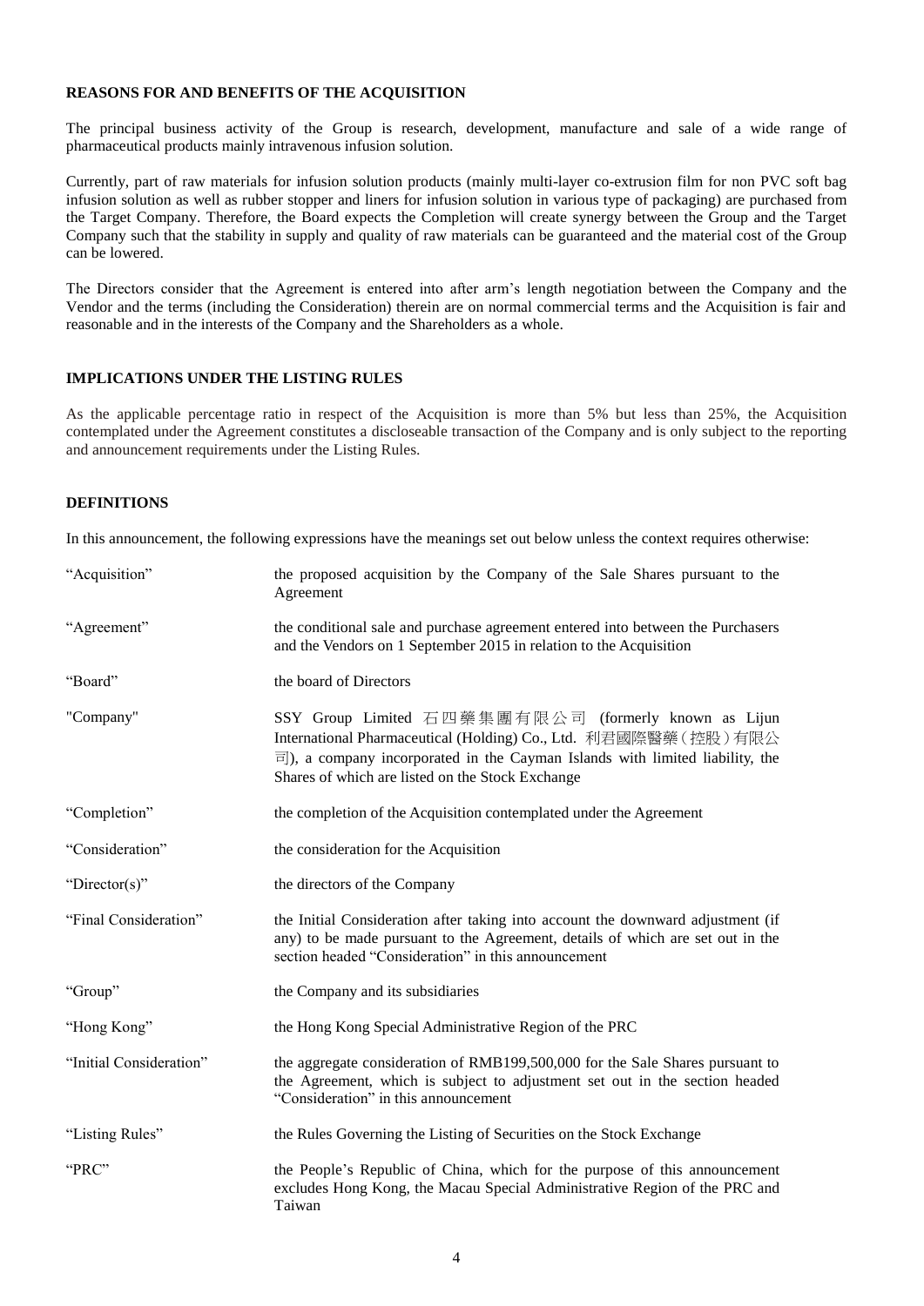## REASONS FOR AND BENEFITS OF THE ACQUISITION

The principal business activity of the Group is research, development, manufacture and sale of a wide range of pharmaceutical products mainly intravenous infusion solution.

Currently, part of raw materials for infusion solution products (mainly multi-layer co-extrusion film for non PVC soft bag infusion solution as well as rubber stopper and liners for infusion solution in various type of packaging) are purchased from the Target Company. Therefore, the Board expects the Completion will create synergy between the Group and the Target Company such that the stability in supply and quality of raw materials can be guaranteed and the material cost of the Group can be lowered.

The Directors consider that the Agreement is entered into after arm's length negotiation between the Company and the Vendor and the terms (including the Consideration) therein are on normal commercial terms and the Acquisition is fair and reasonable and in the interests of the Company and the Shareholders as a whole.

## IMPLICATIONS UNDER THE LISTING RULES

As the applicable percentage ratio in respect of the Acquisition is more than 5% but less than 25%, the Acquisition contemplated under the Agreement constitutes a discloseable transaction of the Company and is only subject to the reporting and announcement requirements under the Listing Rules.

## DEFINITIONS

In this announcement, the following expressions have the meanings set out below unless the context requires otherwise:

| | |
|---|---|
| "Acquisition" | the proposed acquisition by the Company of the Sale Shares pursuant to the Agreement |
| "Agreement" | the conditional sale and purchase agreement entered into between the Purchasers and the Vendors on 1 September 2015 in relation to the Acquisition |
| "Board" | the board of Directors |
| "Company" | SSY Group Limited 石四藥集團有限公司 (formerly known as Lijun International Pharmaceutical (Holding) Co., Ltd. 利君國際醫藥(控股)有限公司), a company incorporated in the Cayman Islands with limited liability, the Shares of which are listed on the Stock Exchange |
| "Completion" | the completion of the Acquisition contemplated under the Agreement |
| "Consideration" | the consideration for the Acquisition |
| "Director(s)" | the directors of the Company |
| "Final Consideration" | the Initial Consideration after taking into account the downward adjustment (if any) to be made pursuant to the Agreement, details of which are set out in the section headed "Consideration" in this announcement |
| "Group" | the Company and its subsidiaries |
| "Hong Kong" | the Hong Kong Special Administrative Region of the PRC |
| "Initial Consideration" | the aggregate consideration of RMB199,500,000 for the Sale Shares pursuant to the Agreement, which is subject to adjustment set out in the section headed "Consideration" in this announcement |
| "Listing Rules" | the Rules Governing the Listing of Securities on the Stock Exchange |
| "PRC" | the People's Republic of China, which for the purpose of this announcement excludes Hong Kong, the Macau Special Administrative Region of the PRC and Taiwan |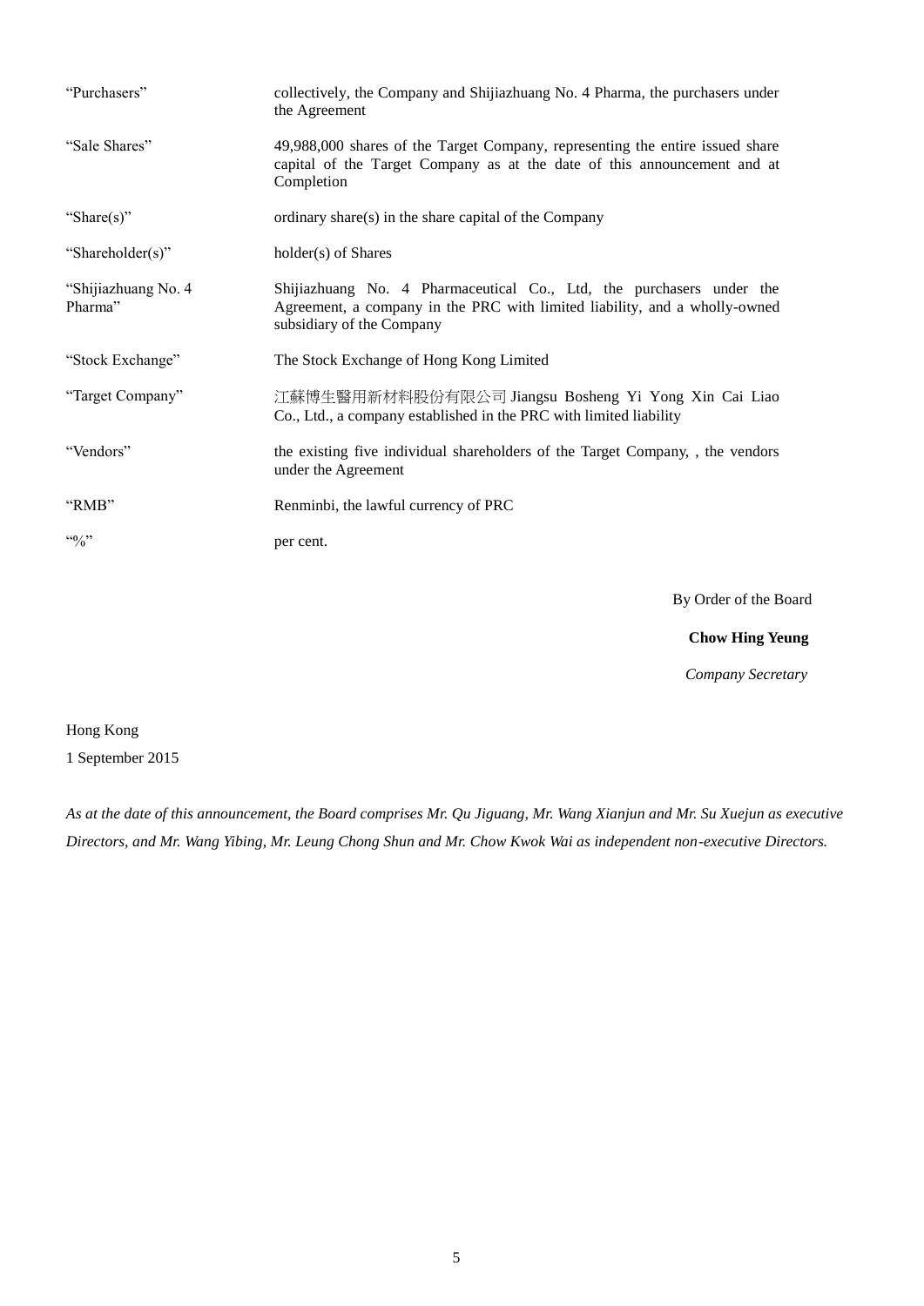| | |
|---|---|
| "Purchasers" | collectively, the Company and Shijiazhuang No. 4 Pharma, the purchasers under the Agreement |
| "Sale Shares" | 49,988,000 shares of the Target Company, representing the entire issued share capital of the Target Company as at the date of this announcement and at Completion |
| "Share(s)" | ordinary share(s) in the share capital of the Company |
| "Shareholder(s)" | holder(s) of Shares |
| "Shijiazhuang No. 4 Pharma" | Shijiazhuang No. 4 Pharmaceutical Co., Ltd, the purchasers under the Agreement, a company in the PRC with limited liability, and a wholly-owned subsidiary of the Company |
| "Stock Exchange" | The Stock Exchange of Hong Kong Limited |
| "Target Company" | 江蘇博生醫用新材料股份有限公司 Jiangsu Bosheng Yi Yong Xin Cai Liao Co., Ltd., a company established in the PRC with limited liability |
| "Vendors" | the existing five individual shareholders of the Target Company, , the vendors under the Agreement |
| "RMB" | Renminbi, the lawful currency of PRC |
| "%" | per cent. |

By Order of the Board

**Chow Hing Yeung**

*Company Secretary*

Hong Kong

1 September 2015

*As at the date of this announcement, the Board comprises Mr. Qu Jiguang, Mr. Wang Xianjun and Mr. Su Xuejun as executive Directors, and Mr. Wang Yibing, Mr. Leung Chong Shun and Mr. Chow Kwok Wai as independent non-executive Directors.*